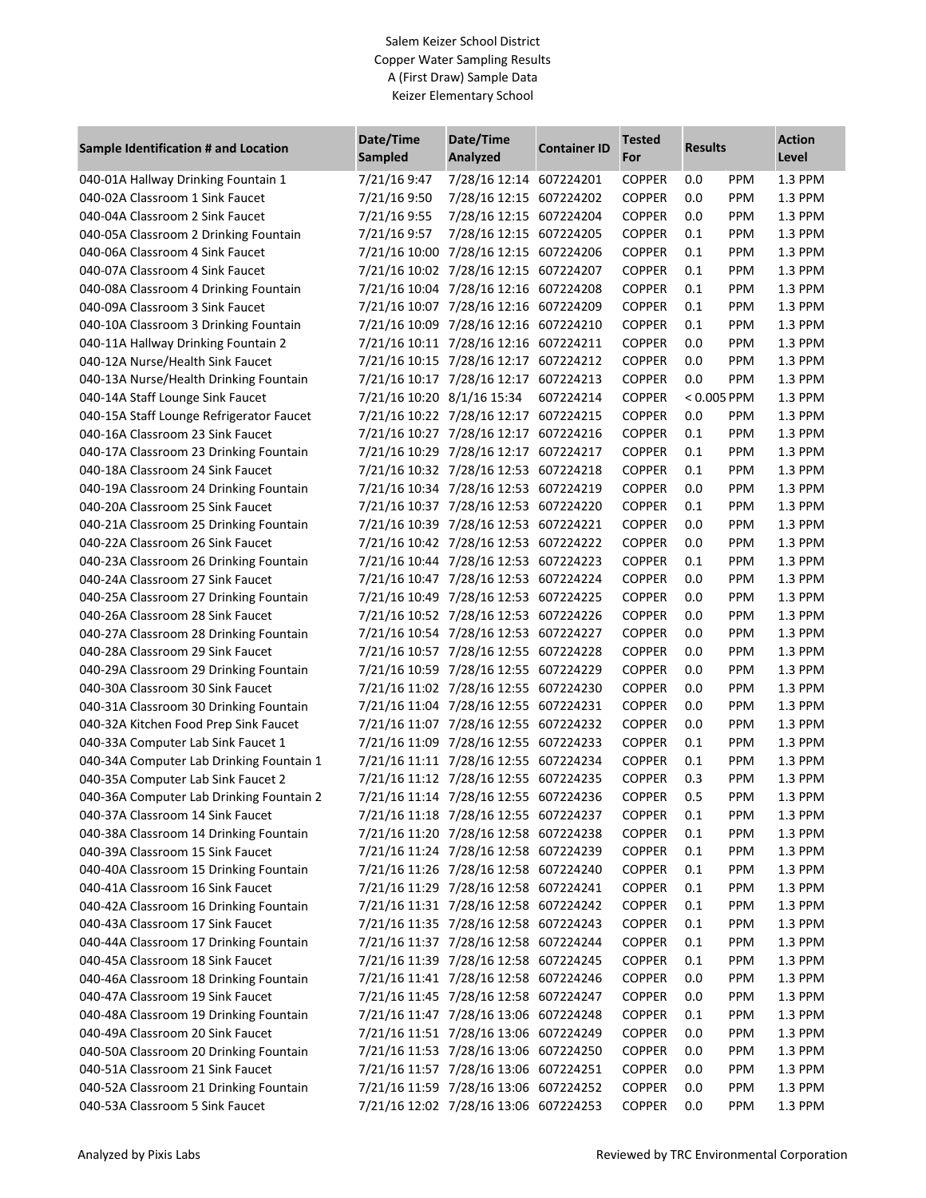# Salem Keizer School District
## Copper Water Sampling Results
### A (First Draw) Sample Data
### Keizer Elementary School

| Sample Identification # and Location | Date/Time Sampled | Date/Time Analyzed | Container ID | Tested For | Results | | Action Level |
|---|---|---|---|---|---|---|---|
| 040-01A Hallway Drinking Fountain 1 | 7/21/16 9:47 | 7/28/16 12:14 | 607224201 | COPPER | 0.0 | PPM | 1.3 PPM |
| 040-02A Classroom 1 Sink Faucet | 7/21/16 9:50 | 7/28/16 12:15 | 607224202 | COPPER | 0.0 | PPM | 1.3 PPM |
| 040-04A Classroom 2 Sink Faucet | 7/21/16 9:55 | 7/28/16 12:15 | 607224204 | COPPER | 0.0 | PPM | 1.3 PPM |
| 040-05A Classroom 2 Drinking Fountain | 7/21/16 9:57 | 7/28/16 12:15 | 607224205 | COPPER | 0.1 | PPM | 1.3 PPM |
| 040-06A Classroom 4 Sink Faucet | 7/21/16 10:00 | 7/28/16 12:15 | 607224206 | COPPER | 0.1 | PPM | 1.3 PPM |
| 040-07A Classroom 4 Sink Faucet | 7/21/16 10:02 | 7/28/16 12:15 | 607224207 | COPPER | 0.1 | PPM | 1.3 PPM |
| 040-08A Classroom 4 Drinking Fountain | 7/21/16 10:04 | 7/28/16 12:16 | 607224208 | COPPER | 0.1 | PPM | 1.3 PPM |
| 040-09A Classroom 3 Sink Faucet | 7/21/16 10:07 | 7/28/16 12:16 | 607224209 | COPPER | 0.1 | PPM | 1.3 PPM |
| 040-10A Classroom 3 Drinking Fountain | 7/21/16 10:09 | 7/28/16 12:16 | 607224210 | COPPER | 0.1 | PPM | 1.3 PPM |
| 040-11A Hallway Drinking Fountain 2 | 7/21/16 10:11 | 7/28/16 12:16 | 607224211 | COPPER | 0.0 | PPM | 1.3 PPM |
| 040-12A Nurse/Health Sink Faucet | 7/21/16 10:15 | 7/28/16 12:17 | 607224212 | COPPER | 0.0 | PPM | 1.3 PPM |
| 040-13A Nurse/Health Drinking Fountain | 7/21/16 10:17 | 7/28/16 12:17 | 607224213 | COPPER | 0.0 | PPM | 1.3 PPM |
| 040-14A Staff Lounge Sink Faucet | 7/21/16 10:20 | 8/1/16 15:34 | 607224214 | COPPER | < 0.005 | PPM | 1.3 PPM |
| 040-15A Staff Lounge Refrigerator Faucet | 7/21/16 10:22 | 7/28/16 12:17 | 607224215 | COPPER | 0.0 | PPM | 1.3 PPM |
| 040-16A Classroom 23 Sink Faucet | 7/21/16 10:27 | 7/28/16 12:17 | 607224216 | COPPER | 0.1 | PPM | 1.3 PPM |
| 040-17A Classroom 23 Drinking Fountain | 7/21/16 10:29 | 7/28/16 12:17 | 607224217 | COPPER | 0.1 | PPM | 1.3 PPM |
| 040-18A Classroom 24 Sink Faucet | 7/21/16 10:32 | 7/28/16 12:53 | 607224218 | COPPER | 0.1 | PPM | 1.3 PPM |
| 040-19A Classroom 24 Drinking Fountain | 7/21/16 10:34 | 7/28/16 12:53 | 607224219 | COPPER | 0.0 | PPM | 1.3 PPM |
| 040-20A Classroom 25 Sink Faucet | 7/21/16 10:37 | 7/28/16 12:53 | 607224220 | COPPER | 0.1 | PPM | 1.3 PPM |
| 040-21A Classroom 25 Drinking Fountain | 7/21/16 10:39 | 7/28/16 12:53 | 607224221 | COPPER | 0.0 | PPM | 1.3 PPM |
| 040-22A Classroom 26 Sink Faucet | 7/21/16 10:42 | 7/28/16 12:53 | 607224222 | COPPER | 0.0 | PPM | 1.3 PPM |
| 040-23A Classroom 26 Drinking Fountain | 7/21/16 10:44 | 7/28/16 12:53 | 607224223 | COPPER | 0.1 | PPM | 1.3 PPM |
| 040-24A Classroom 27 Sink Faucet | 7/21/16 10:47 | 7/28/16 12:53 | 607224224 | COPPER | 0.0 | PPM | 1.3 PPM |
| 040-25A Classroom 27 Drinking Fountain | 7/21/16 10:49 | 7/28/16 12:53 | 607224225 | COPPER | 0.0 | PPM | 1.3 PPM |
| 040-26A Classroom 28 Sink Faucet | 7/21/16 10:52 | 7/28/16 12:53 | 607224226 | COPPER | 0.0 | PPM | 1.3 PPM |
| 040-27A Classroom 28 Drinking Fountain | 7/21/16 10:54 | 7/28/16 12:53 | 607224227 | COPPER | 0.0 | PPM | 1.3 PPM |
| 040-28A Classroom 29 Sink Faucet | 7/21/16 10:57 | 7/28/16 12:55 | 607224228 | COPPER | 0.0 | PPM | 1.3 PPM |
| 040-29A Classroom 29 Drinking Fountain | 7/21/16 10:59 | 7/28/16 12:55 | 607224229 | COPPER | 0.0 | PPM | 1.3 PPM |
| 040-30A Classroom 30 Sink Faucet | 7/21/16 11:02 | 7/28/16 12:55 | 607224230 | COPPER | 0.0 | PPM | 1.3 PPM |
| 040-31A Classroom 30 Drinking Fountain | 7/21/16 11:04 | 7/28/16 12:55 | 607224231 | COPPER | 0.0 | PPM | 1.3 PPM |
| 040-32A Kitchen Food Prep Sink Faucet | 7/21/16 11:07 | 7/28/16 12:55 | 607224232 | COPPER | 0.0 | PPM | 1.3 PPM |
| 040-33A Computer Lab Sink Faucet 1 | 7/21/16 11:09 | 7/28/16 12:55 | 607224233 | COPPER | 0.1 | PPM | 1.3 PPM |
| 040-34A Computer Lab Drinking Fountain 1 | 7/21/16 11:11 | 7/28/16 12:55 | 607224234 | COPPER | 0.1 | PPM | 1.3 PPM |
| 040-35A Computer Lab Sink Faucet 2 | 7/21/16 11:12 | 7/28/16 12:55 | 607224235 | COPPER | 0.3 | PPM | 1.3 PPM |
| 040-36A Computer Lab Drinking Fountain 2 | 7/21/16 11:14 | 7/28/16 12:55 | 607224236 | COPPER | 0.5 | PPM | 1.3 PPM |
| 040-37A Classroom 14 Sink Faucet | 7/21/16 11:18 | 7/28/16 12:55 | 607224237 | COPPER | 0.1 | PPM | 1.3 PPM |
| 040-38A Classroom 14 Drinking Fountain | 7/21/16 11:20 | 7/28/16 12:58 | 607224238 | COPPER | 0.1 | PPM | 1.3 PPM |
| 040-39A Classroom 15 Sink Faucet | 7/21/16 11:24 | 7/28/16 12:58 | 607224239 | COPPER | 0.1 | PPM | 1.3 PPM |
| 040-40A Classroom 15 Drinking Fountain | 7/21/16 11:26 | 7/28/16 12:58 | 607224240 | COPPER | 0.1 | PPM | 1.3 PPM |
| 040-41A Classroom 16 Sink Faucet | 7/21/16 11:29 | 7/28/16 12:58 | 607224241 | COPPER | 0.1 | PPM | 1.3 PPM |
| 040-42A Classroom 16 Drinking Fountain | 7/21/16 11:31 | 7/28/16 12:58 | 607224242 | COPPER | 0.1 | PPM | 1.3 PPM |
| 040-43A Classroom 17 Sink Faucet | 7/21/16 11:35 | 7/28/16 12:58 | 607224243 | COPPER | 0.1 | PPM | 1.3 PPM |
| 040-44A Classroom 17 Drinking Fountain | 7/21/16 11:37 | 7/28/16 12:58 | 607224244 | COPPER | 0.1 | PPM | 1.3 PPM |
| 040-45A Classroom 18 Sink Faucet | 7/21/16 11:39 | 7/28/16 12:58 | 607224245 | COPPER | 0.1 | PPM | 1.3 PPM |
| 040-46A Classroom 18 Drinking Fountain | 7/21/16 11:41 | 7/28/16 12:58 | 607224246 | COPPER | 0.0 | PPM | 1.3 PPM |
| 040-47A Classroom 19 Sink Faucet | 7/21/16 11:45 | 7/28/16 12:58 | 607224247 | COPPER | 0.0 | PPM | 1.3 PPM |
| 040-48A Classroom 19 Drinking Fountain | 7/21/16 11:47 | 7/28/16 13:06 | 607224248 | COPPER | 0.1 | PPM | 1.3 PPM |
| 040-49A Classroom 20 Sink Faucet | 7/21/16 11:51 | 7/28/16 13:06 | 607224249 | COPPER | 0.0 | PPM | 1.3 PPM |
| 040-50A Classroom 20 Drinking Fountain | 7/21/16 11:53 | 7/28/16 13:06 | 607224250 | COPPER | 0.0 | PPM | 1.3 PPM |
| 040-51A Classroom 21 Sink Faucet | 7/21/16 11:57 | 7/28/16 13:06 | 607224251 | COPPER | 0.0 | PPM | 1.3 PPM |
| 040-52A Classroom 21 Drinking Fountain | 7/21/16 11:59 | 7/28/16 13:06 | 607224252 | COPPER | 0.0 | PPM | 1.3 PPM |
| 040-53A Classroom 5 Sink Faucet | 7/21/16 12:02 | 7/28/16 13:06 | 607224253 | COPPER | 0.0 | PPM | 1.3 PPM |

Analyzed by Pixis Labs

Reviewed by TRC Environmental Corporation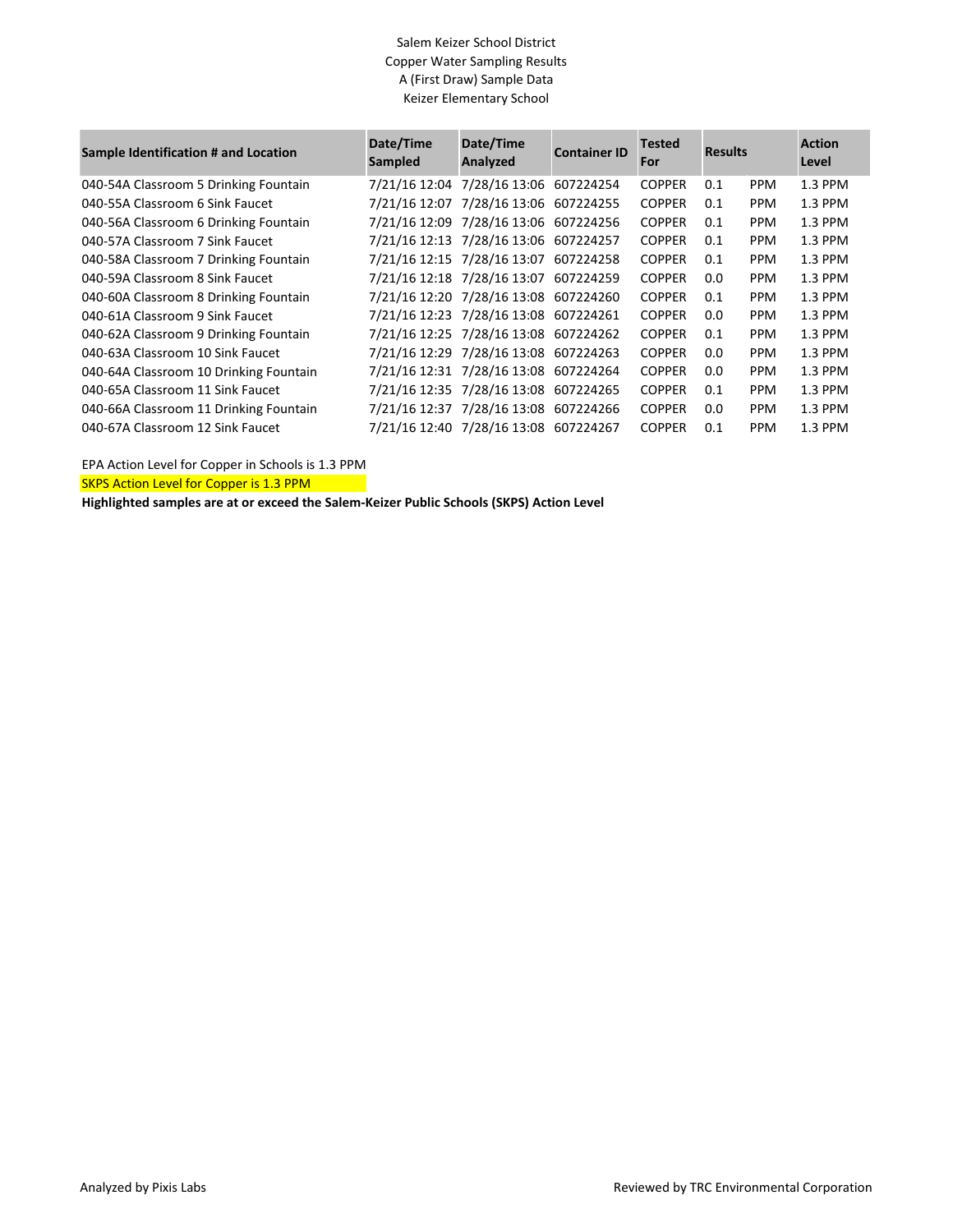Salem Keizer School District
Copper Water Sampling Results
A (First Draw) Sample Data
Keizer Elementary School

| Sample Identification # and Location | Date/Time Sampled | Date/Time Analyzed | Container ID | Tested For | Results | | Action Level |
|---|---|---|---|---|---|---|---|
| 040-54A Classroom 5 Drinking Fountain | 7/21/16 12:04 | 7/28/16 13:06 | 607224254 | COPPER | 0.1 | PPM | 1.3 PPM |
| 040-55A Classroom 6 Sink Faucet | 7/21/16 12:07 | 7/28/16 13:06 | 607224255 | COPPER | 0.1 | PPM | 1.3 PPM |
| 040-56A Classroom 6 Drinking Fountain | 7/21/16 12:09 | 7/28/16 13:06 | 607224256 | COPPER | 0.1 | PPM | 1.3 PPM |
| 040-57A Classroom 7 Sink Faucet | 7/21/16 12:13 | 7/28/16 13:06 | 607224257 | COPPER | 0.1 | PPM | 1.3 PPM |
| 040-58A Classroom 7 Drinking Fountain | 7/21/16 12:15 | 7/28/16 13:07 | 607224258 | COPPER | 0.1 | PPM | 1.3 PPM |
| 040-59A Classroom 8 Sink Faucet | 7/21/16 12:18 | 7/28/16 13:07 | 607224259 | COPPER | 0.0 | PPM | 1.3 PPM |
| 040-60A Classroom 8 Drinking Fountain | 7/21/16 12:20 | 7/28/16 13:08 | 607224260 | COPPER | 0.1 | PPM | 1.3 PPM |
| 040-61A Classroom 9 Sink Faucet | 7/21/16 12:23 | 7/28/16 13:08 | 607224261 | COPPER | 0.0 | PPM | 1.3 PPM |
| 040-62A Classroom 9 Drinking Fountain | 7/21/16 12:25 | 7/28/16 13:08 | 607224262 | COPPER | 0.1 | PPM | 1.3 PPM |
| 040-63A Classroom 10 Sink Faucet | 7/21/16 12:29 | 7/28/16 13:08 | 607224263 | COPPER | 0.0 | PPM | 1.3 PPM |
| 040-64A Classroom 10 Drinking Fountain | 7/21/16 12:31 | 7/28/16 13:08 | 607224264 | COPPER | 0.0 | PPM | 1.3 PPM |
| 040-65A Classroom 11 Sink Faucet | 7/21/16 12:35 | 7/28/16 13:08 | 607224265 | COPPER | 0.1 | PPM | 1.3 PPM |
| 040-66A Classroom 11 Drinking Fountain | 7/21/16 12:37 | 7/28/16 13:08 | 607224266 | COPPER | 0.0 | PPM | 1.3 PPM |
| 040-67A Classroom 12 Sink Faucet | 7/21/16 12:40 | 7/28/16 13:08 | 607224267 | COPPER | 0.1 | PPM | 1.3 PPM |

EPA Action Level for Copper in Schools is 1.3 PPM

SKPS Action Level for Copper is 1.3 PPM

**Highlighted samples are at or exceed the Salem-Keizer Public Schools (SKPS) Action Level**

Analyzed by Pixis Labs

Reviewed by TRC Environmental Corporation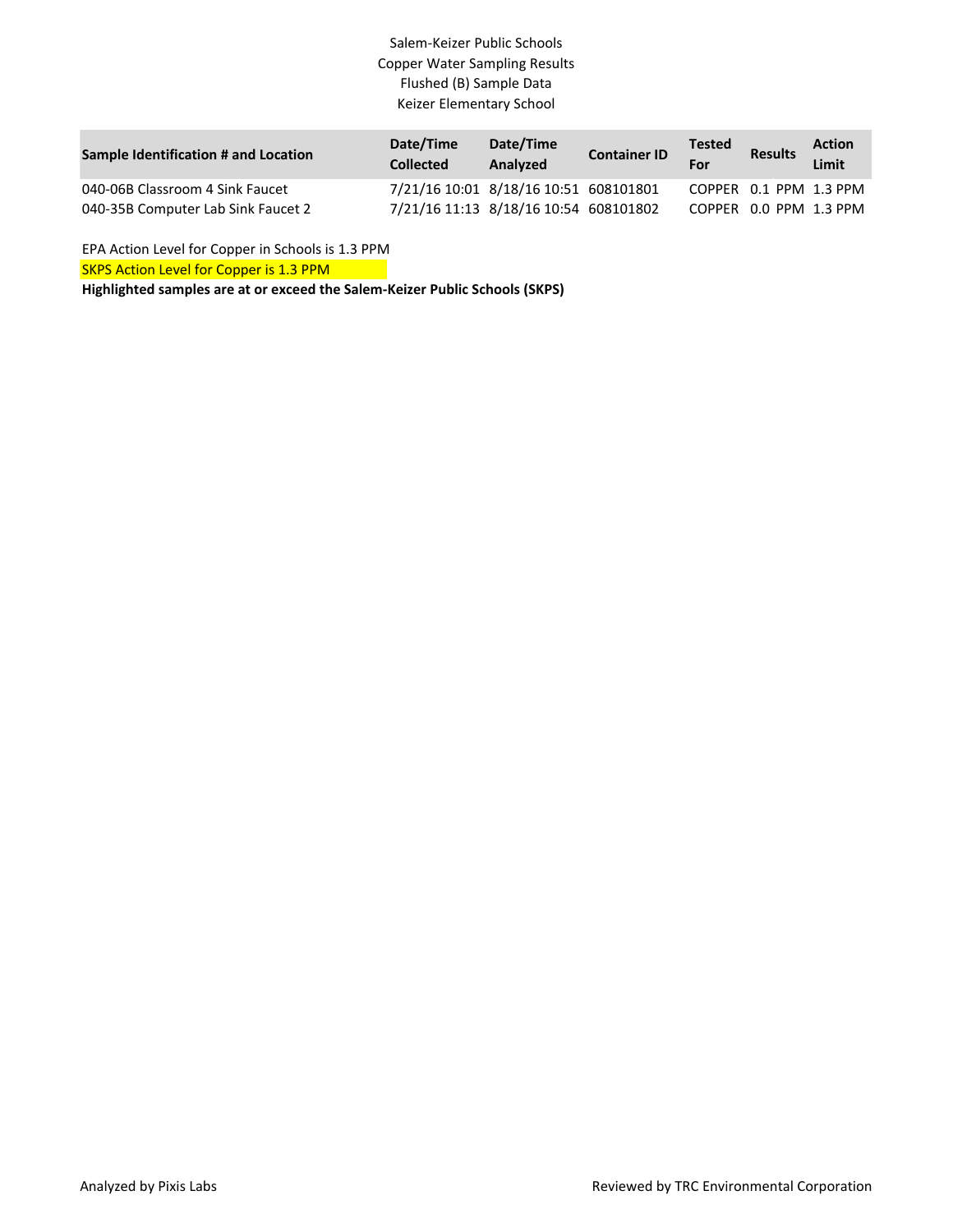Salem-Keizer Public Schools
Copper Water Sampling Results
Flushed (B) Sample Data
Keizer Elementary School

| Sample Identification # and Location | Date/Time Collected | Date/Time Analyzed | Container ID | Tested For | Results | Action Limit |
|---|---|---|---|---|---|---|
| 040-06B Classroom 4 Sink Faucet | 7/21/16 10:01 | 8/18/16 10:51 | 608101801 | COPPER | 0.1 PPM | 1.3 PPM |
| 040-35B Computer Lab Sink Faucet 2 | 7/21/16 11:13 | 8/18/16 10:54 | 608101802 | COPPER | 0.0 PPM | 1.3 PPM |

EPA Action Level for Copper in Schools is 1.3 PPM

SKPS Action Level for Copper is 1.3 PPM

**Highlighted samples are at or exceed the Salem-Keizer Public Schools (SKPS)**

Analyzed by Pixis Labs

Reviewed by TRC Environmental Corporation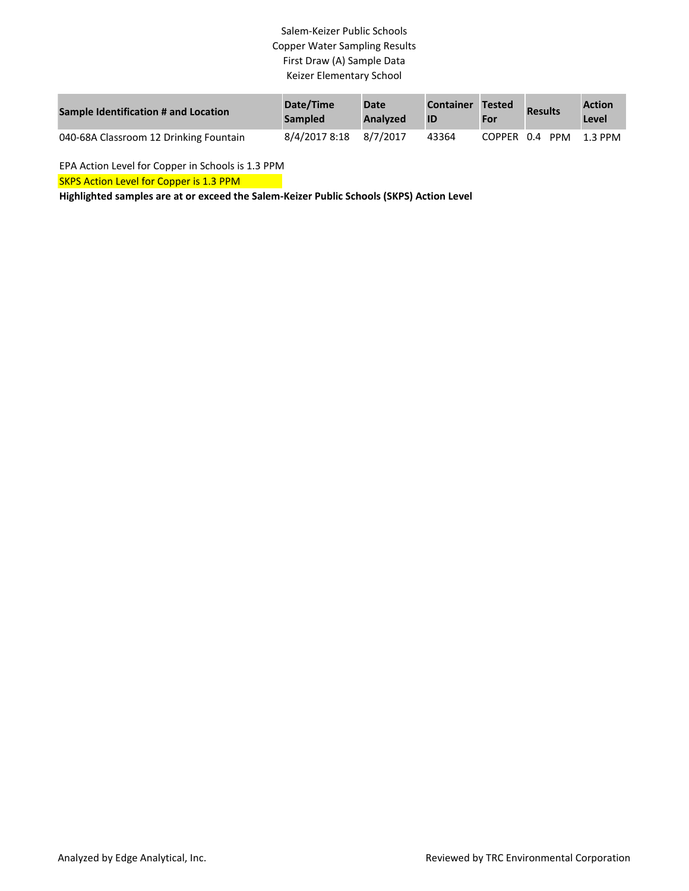Salem-Keizer Public Schools
Copper Water Sampling Results
First Draw (A) Sample Data
Keizer Elementary School

| Sample Identification # and Location | Date/Time Sampled | Date Analyzed | Container ID | Tested For | Results | Action Level |
|---|---|---|---|---|---|---|
| 040-68A Classroom 12 Drinking Fountain | 8/4/2017 8:18 | 8/7/2017 | 43364 | COPPER | 0.4 PPM | 1.3 PPM |

EPA Action Level for Copper in Schools is 1.3 PPM

SKPS Action Level for Copper is 1.3 PPM

**Highlighted samples are at or exceed the Salem-Keizer Public Schools (SKPS) Action Level**

Analyzed by Edge Analytical, Inc.

Reviewed by TRC Environmental Corporation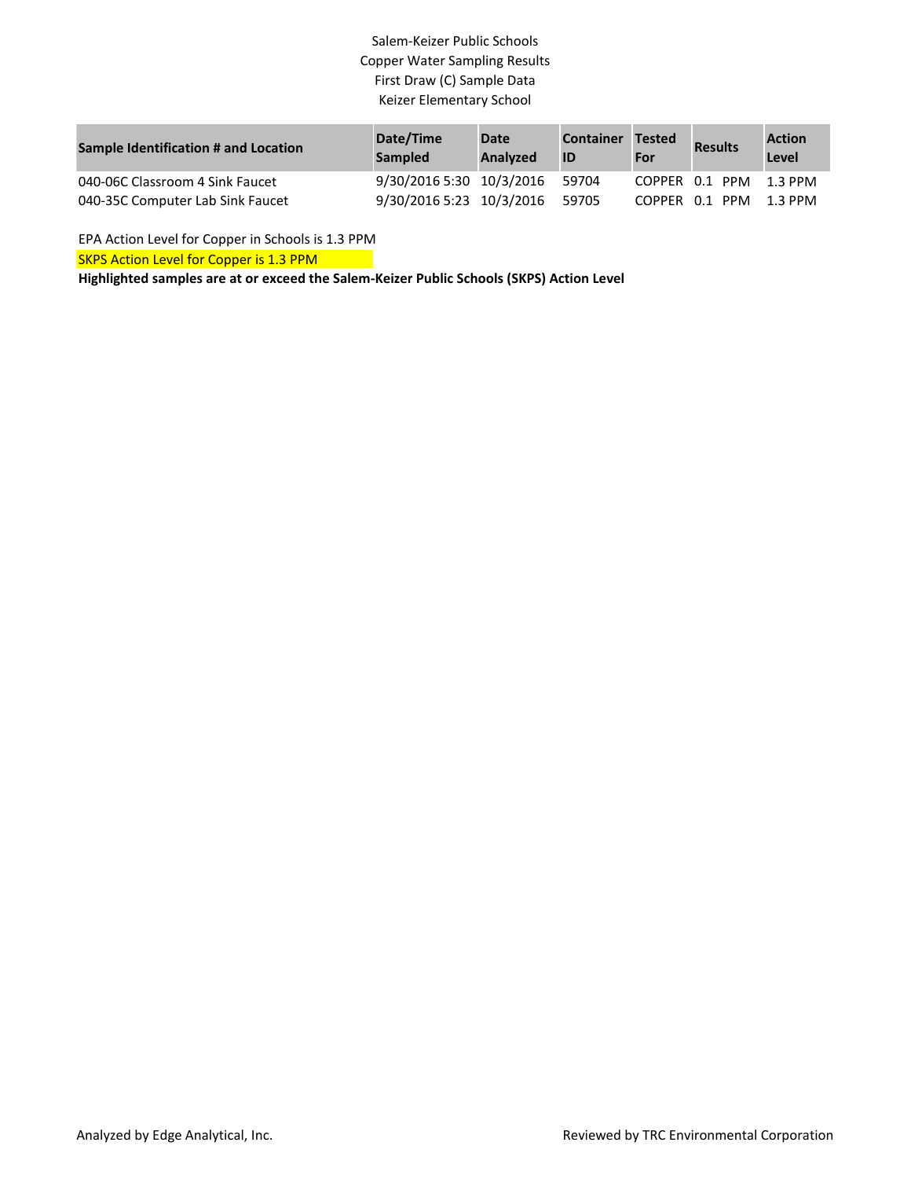Salem-Keizer Public Schools
Copper Water Sampling Results
First Draw (C) Sample Data
Keizer Elementary School

| Sample Identification # and Location | Date/Time Sampled | Date Analyzed | Container ID | Tested For | Results | Action Level |
|---|---|---|---|---|---|---|
| 040-06C Classroom 4 Sink Faucet | 9/30/2016 5:30 | 10/3/2016 | 59704 | COPPER | 0.1 PPM | 1.3 PPM |
| 040-35C Computer Lab Sink Faucet | 9/30/2016 5:23 | 10/3/2016 | 59705 | COPPER | 0.1 PPM | 1.3 PPM |

EPA Action Level for Copper in Schools is 1.3 PPM

SKPS Action Level for Copper is 1.3 PPM

**Highlighted samples are at or exceed the Salem-Keizer Public Schools (SKPS) Action Level**

Analyzed by Edge Analytical, Inc.

Reviewed by TRC Environmental Corporation